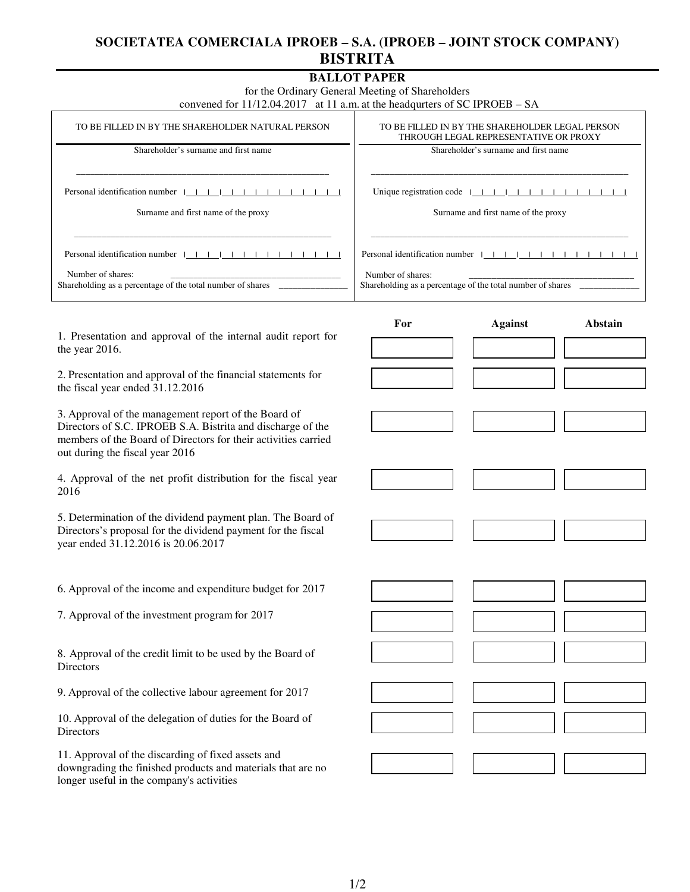# SOCIETATEA COMERCIALA IPROEB – S.A. (IPROEB – JOINT STOCK COMPANY)
# BISTRITA

## BALLOT PAPER

for the Ordinary General Meeting of Shareholders
convened for 11/12.04.2017 at 11 a.m. at the headqurters of SC IPROEB – SA

| TO BE FILLED IN BY THE SHAREHOLDER NATURAL PERSON | TO BE FILLED IN BY THE SHAREHOLDER LEGAL PERSON THROUGH LEGAL REPRESENTATIVE OR PROXY |
|---|---|
| Shareholder's surname and first name | Shareholder's surname and first name |
| ______________________________ | ______________________________ |
| Personal identification number \|_\|_\|_\|_\|_\|_\|_\|_\|_\|_\|_\|_\|_\| | Unique registration code \|_\|_\|_\|_\|_\|_\|_\|_\|_\|_\|_\|_\|_\| |
| Surname and first name of the proxy | Surname and first name of the proxy |
| ______________________________ | ______________________________ |
| Personal identification number \|_\|_\|_\|_\|_\|_\|_\|_\|_\|_\|_\|_\|_\| | Personal identification number \|_\|_\|_\|_\|_\|_\|_\|_\|_\|_\|_\|_\|_\| |
| Number of shares: ______________________ | Number of shares: ______________________ |
| Shareholding as a percentage of the total number of shares ________ | Shareholding as a percentage of the total number of shares ________ |

| | For | Against | Abstain |
|---|---|---|---|
| 1. Presentation and approval of the internal audit report for the year 2016. | | | |
| 2. Presentation and approval of the financial statements for the fiscal year ended 31.12.2016 | | | |
| 3. Approval of the management report of the Board of Directors of S.C. IPROEB S.A. Bistrita and discharge of the members of the Board of Directors for their activities carried out during the fiscal year 2016 | | | |
| 4. Approval of the net profit distribution for the fiscal year 2016 | | | |
| 5. Determination of the dividend payment plan. The Board of Directors's proposal for the dividend payment for the fiscal year ended 31.12.2016 is 20.06.2017 | | | |
| 6. Approval of the income and expenditure budget for 2017 | | | |
| 7. Approval of the investment program for 2017 | | | |
| 8. Approval of the credit limit to be used by the Board of Directors | | | |
| 9. Approval of the collective labour agreement for 2017 | | | |
| 10. Approval of the delegation of duties for the Board of Directors | | | |
| 11. Approval of the discarding of fixed assets and downgrading the finished products and materials that are no longer useful in the company's activities | | | |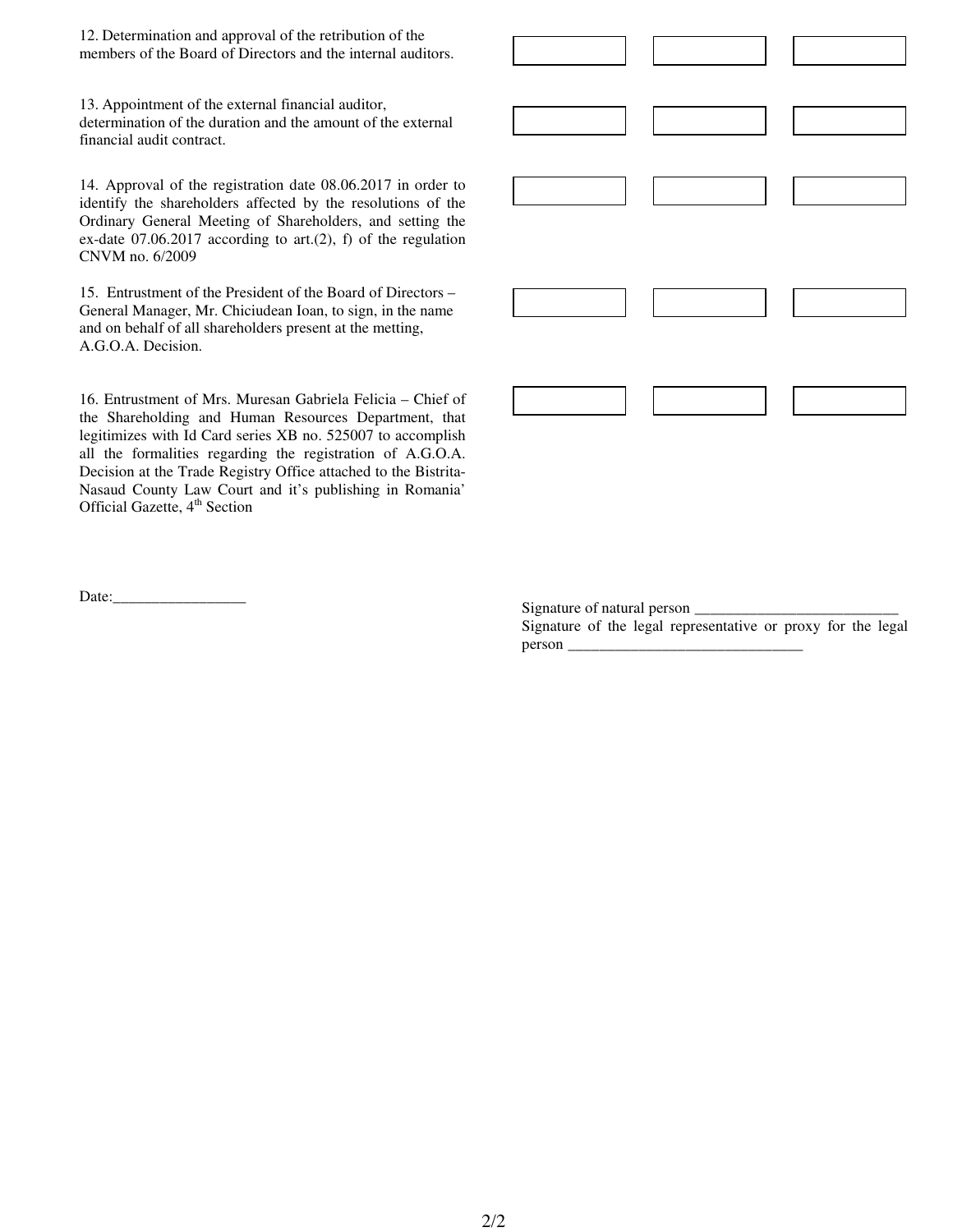12. Determination and approval of the retribution of the members of the Board of Directors and the internal auditors.

13. Appointment of the external financial auditor, determination of the duration and the amount of the external financial audit contract.

14. Approval of the registration date 08.06.2017 in order to identify the shareholders affected by the resolutions of the Ordinary General Meeting of Shareholders, and setting the ex-date 07.06.2017 according to art.(2), f) of the regulation CNVM no. 6/2009

15. Entrustment of the President of the Board of Directors – General Manager, Mr. Chiciudean Ioan, to sign, in the name and on behalf of all shareholders present at the metting, A.G.O.A. Decision.

16. Entrustment of Mrs. Muresan Gabriela Felicia – Chief of the Shareholding and Human Resources Department, that legitimizes with Id Card series XB no. 525007 to accomplish all the formalities regarding the registration of A.G.O.A. Decision at the Trade Registry Office attached to the Bistrita-Nasaud County Law Court and it's publishing in Romania' Official Gazette, 4th Section

Date:_________________

Signature of natural person __________________________

Signature of the legal representative or proxy for the legal person ______________________________